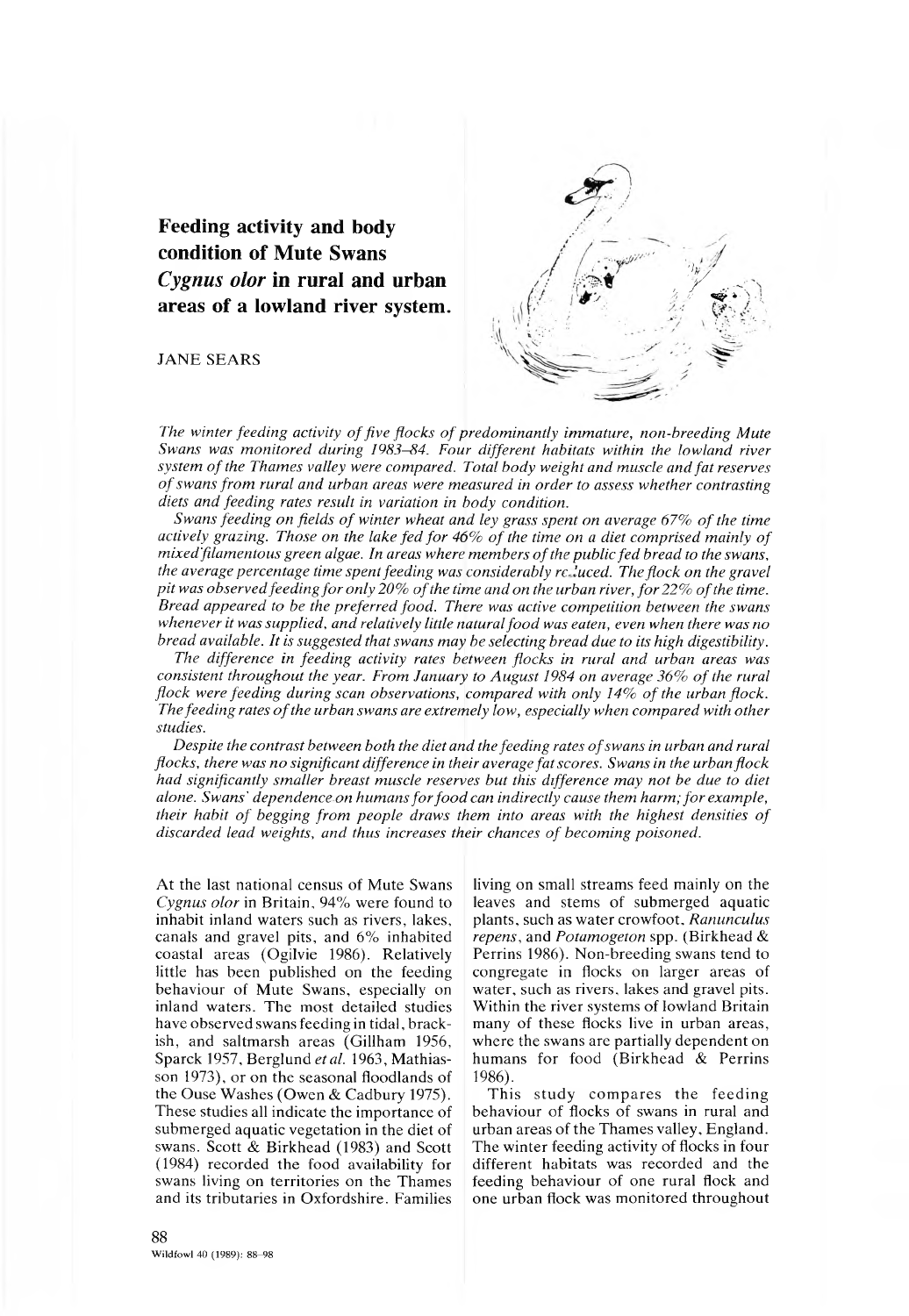# Feeding activity and body condition of Mute Swans *Cygnus olor* in rural and urban areas of a lowland river system.

JANE SEARS

*The winter feeding activity of five flocks of predominantly immature, non-breeding Mute Swans was monitored during 1983–84. Four different habitats within the lowland river system of the Thames valley were compared. Total body weight and muscle and fat reserves of swans from rural and urban areas were measured in order to assess whether contrasting diets and feeding rates result in variation in body condition.*

*Swans feeding on fields of winter wheat and ley grass spent on average 67% of the time actively grazing. Those on the lake fed for 46% of the time on a diet comprised mainly of mixed filamentous green algae. In areas where members of the public fed bread to the swans, the average percentage time spent feeding was considerably reduced. The flock on the gravel pit was observed feeding for only 20% of the time and on the urban river, for 22% of the time. Bread appeared to be the preferred food. There was active competition between the swans whenever it was supplied, and relatively little natural food was eaten, even when there was no bread available. It is suggested that swans may be selecting bread due to its high digestibility.*

*The difference in feeding activity rates between flocks in rural and urban areas was consistent throughout the year. From January to August 1984 on average 36% of the rural flock were feeding during scan observations, compared with only 14% of the urban flock. The feeding rates of the urban swans are extremely low, especially when compared with other studies.*

*Despite the contrast between both the diet and the feeding rates of swans in urban and rural flocks, there was no significant difference in their average fat scores. Swans in the urban flock had significantly smaller breast muscle reserves but this difference may not be due to diet alone. Swans' dependence on humans for food can indirectly cause them harm; for example, their habit of begging from people draws them into areas with the highest densities of discarded lead weights, and thus increases their chances of becoming poisoned.*

At the last national census of Mute Swans *Cygnus olor* in Britain, 94% were found to inhabit inland waters such as rivers, lakes, canals and gravel pits, and 6% inhabited coastal areas (Ogilvie 1986). Relatively little has been published on the feeding behaviour of Mute Swans, especially on inland waters. The most detailed studies have observed swans feeding in tidal, brackish, and saltmarsh areas (Gillham 1956, Sparck 1957, Berglund *et al.* 1963, Mathiasson 1973), or on the seasonal floodlands of the Ouse Washes (Owen & Cadbury 1975). These studies all indicate the importance of submerged aquatic vegetation in the diet of swans. Scott & Birkhead (1983) and Scott (1984) recorded the food availability for swans living on territories on the Thames and its tributaries in Oxfordshire. Families living on small streams feed mainly on the leaves and stems of submerged aquatic plants, such as water crowfoot, *Ranunculus repens*, and *Potamogeton* spp. (Birkhead & Perrins 1986). Non-breeding swans tend to congregate in flocks on larger areas of water, such as rivers, lakes and gravel pits. Within the river systems of lowland Britain many of these flocks live in urban areas, where the swans are partially dependent on humans for food (Birkhead & Perrins 1986).

This study compares the feeding behaviour of flocks of swans in rural and urban areas of the Thames valley, England. The winter feeding activity of flocks in four different habitats was recorded and the feeding behaviour of one rural flock and one urban flock was monitored throughout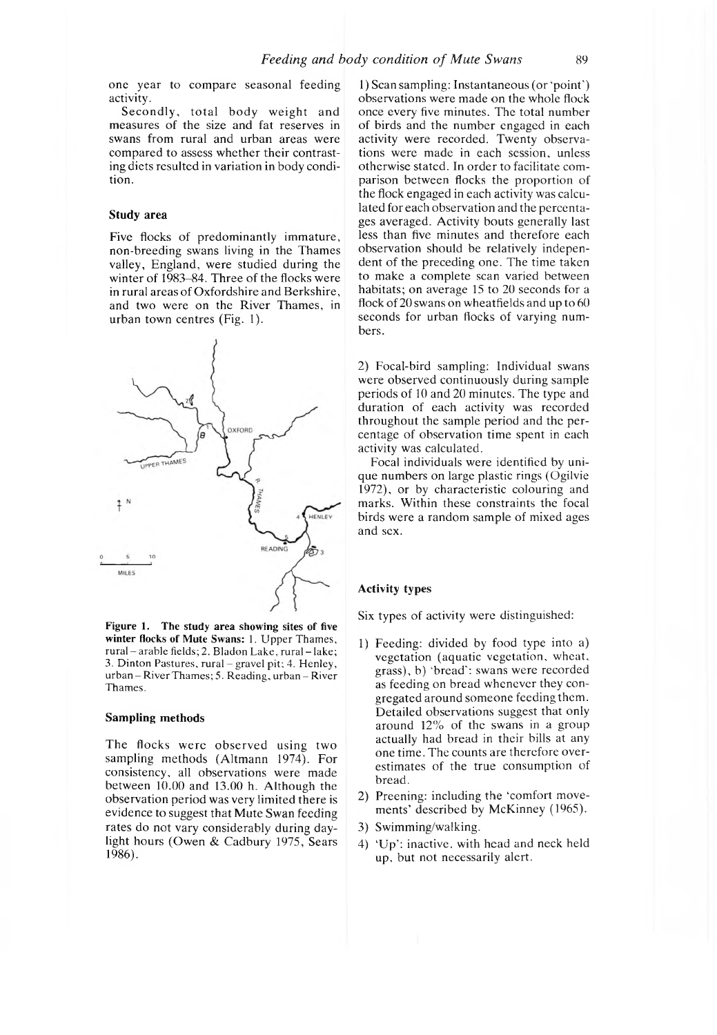one year to compare seasonal feeding activity.

Secondly, total body weight and measures of the size and fat reserves in swans from rural and urban areas were compared to assess whether their contrasting diets resulted in variation in body condition.

### Study area

Five flocks of predominantly immature, non-breeding swans living in the Thames valley, England, were studied during the winter of 1983–84. Three of the flocks were in rural areas of Oxfordshire and Berkshire, and two were on the River Thames, in urban town centres (Fig. 1).

**Figure 1. The study area showing sites of five winter flocks of Mute Swans:** 1. Upper Thames, rural – arable fields; 2. Bladon Lake, rural – lake; 3. Dinton Pastures, rural – gravel pit; 4. Henley, urban – River Thames; 5. Reading, urban – River Thames.

### Sampling methods

The flocks were observed using two sampling methods (Altmann 1974). For consistency, all observations were made between 10.00 and 13.00 h. Although the observation period was very limited there is evidence to suggest that Mute Swan feeding rates do not vary considerably during daylight hours (Owen & Cadbury 1975, Sears 1986).

1) Scan sampling: Instantaneous (or 'point') observations were made on the whole flock once every five minutes. The total number of birds and the number engaged in each activity were recorded. Twenty observations were made in each session, unless otherwise stated. In order to facilitate comparison between flocks the proportion of the flock engaged in each activity was calculated for each observation and the percentages averaged. Activity bouts generally last less than five minutes and therefore each observation should be relatively independent of the preceding one. The time taken to make a complete scan varied between habitats; on average 15 to 20 seconds for a flock of 20 swans on wheatfields and up to 60 seconds for urban flocks of varying numbers.

2) Focal-bird sampling: Individual swans were observed continuously during sample periods of 10 and 20 minutes. The type and duration of each activity was recorded throughout the sample period and the percentage of observation time spent in each activity was calculated.

Focal individuals were identified by unique numbers on large plastic rings (Ogilvie 1972), or by characteristic colouring and marks. Within these constraints the focal birds were a random sample of mixed ages and sex.

### Activity types

Six types of activity were distinguished:

1) Feeding: divided by food type into a) vegetation (aquatic vegetation, wheat, grass), b) 'bread': swans were recorded as feeding on bread whenever they congregated around someone feeding them. Detailed observations suggest that only around 12% of the swans in a group actually had bread in their bills at any one time. The counts are therefore overestimates of the true consumption of bread.
2) Preening: including the 'comfort movements' described by McKinney (1965).
3) Swimming/walking.
4) 'Up': inactive, with head and neck held up, but not necessarily alert.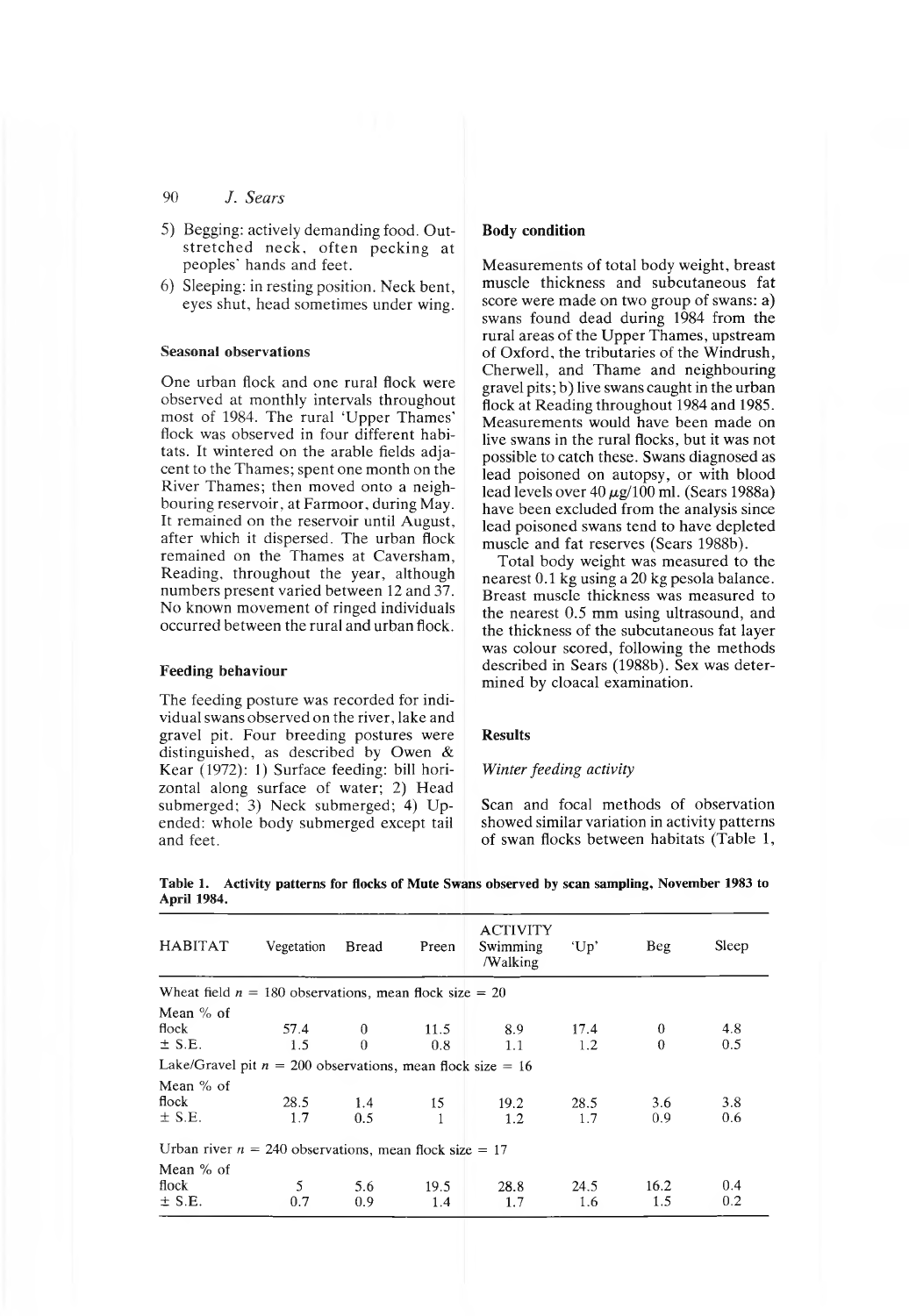5) Begging: actively demanding food. Outstretched neck, often pecking at peoples' hands and feet.
6) Sleeping: in resting position. Neck bent, eyes shut, head sometimes under wing.

### Seasonal observations

One urban flock and one rural flock were observed at monthly intervals throughout most of 1984. The rural 'Upper Thames' flock was observed in four different habitats. It wintered on the arable fields adjacent to the Thames; spent one month on the River Thames; then moved onto a neighbouring reservoir, at Farmoor, during May. It remained on the reservoir until August, after which it dispersed. The urban flock remained on the Thames at Caversham, Reading, throughout the year, although numbers present varied between 12 and 37. No known movement of ringed individuals occurred between the rural and urban flock.

### Feeding behaviour

The feeding posture was recorded for individual swans observed on the river, lake and gravel pit. Four breeding postures were distinguished, as described by Owen & Kear (1972): 1) Surface feeding: bill horizontal along surface of water; 2) Head submerged; 3) Neck submerged; 4) Upended: whole body submerged except tail and feet.

### Body condition

Measurements of total body weight, breast muscle thickness and subcutaneous fat score were made on two group of swans: a) swans found dead during 1984 from the rural areas of the Upper Thames, upstream of Oxford, the tributaries of the Windrush, Cherwell, and Thame and neighbouring gravel pits; b) live swans caught in the urban flock at Reading throughout 1984 and 1985. Measurements would have been made on live swans in the rural flocks, but it was not possible to catch these. Swans diagnosed as lead poisoned on autopsy, or with blood lead levels over 40 $\mu$g/100 ml. (Sears 1988a) have been excluded from the analysis since lead poisoned swans tend to have depleted muscle and fat reserves (Sears 1988b).

Total body weight was measured to the nearest 0.1 kg using a 20 kg pesola balance. Breast muscle thickness was measured to the nearest 0.5 mm using ultrasound, and the thickness of the subcutaneous fat layer was colour scored, following the methods described in Sears (1988b). Sex was determined by cloacal examination.

## Results

### *Winter feeding activity*

Scan and focal methods of observation showed similar variation in activity patterns of swan flocks between habitats (Table 1,

**Table 1. Activity patterns for flocks of Mute Swans observed by scan sampling, November 1983 to April 1984.**

| HABITAT | Vegetation | Bread | Preen | ACTIVITY Swimming /Walking | 'Up' | Beg | Sleep |
|---|---|---|---|---|---|---|---|
| Wheat field $n$ = 180 observations, mean flock size = 20 | | | | | | | |
| Mean % of flock | 57.4 | 0 | 11.5 | 8.9 | 17.4 | 0 | 4.8 |
| ± S.E. | 1.5 | 0 | 0.8 | 1.1 | 1.2 | 0 | 0.5 |
| Lake/Gravel pit $n$ = 200 observations, mean flock size = 16 | | | | | | | |
| Mean % of flock | 28.5 | 1.4 | 15 | 19.2 | 28.5 | 3.6 | 3.8 |
| ± S.E. | 1.7 | 0.5 | 1 | 1.2 | 1.7 | 0.9 | 0.6 |
| Urban river $n$ = 240 observations, mean flock size = 17 | | | | | | | |
| Mean % of flock | 5 | 5.6 | 19.5 | 28.8 | 24.5 | 16.2 | 0.4 |
| ± S.E. | 0.7 | 0.9 | 1.4 | 1.7 | 1.6 | 1.5 | 0.2 |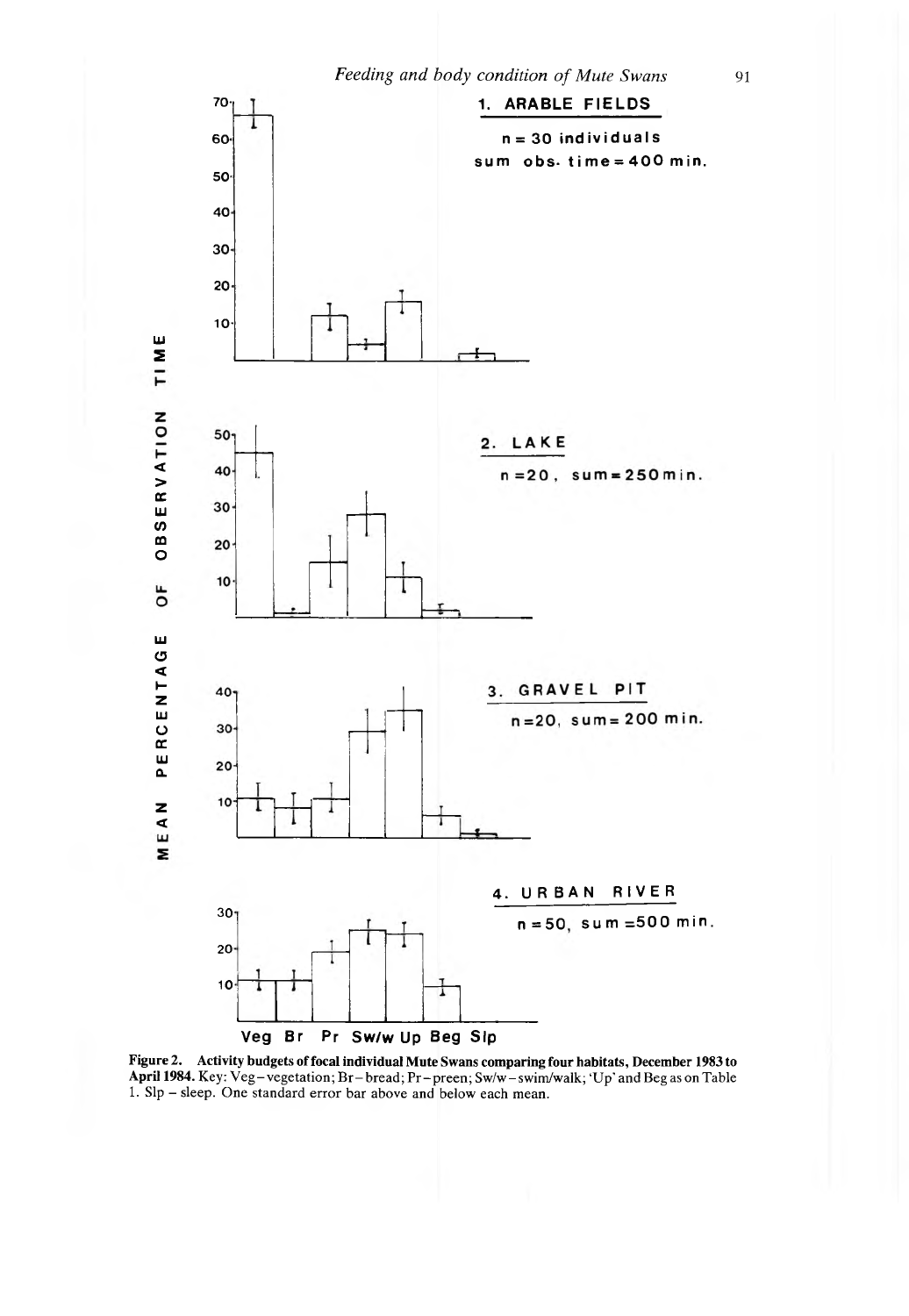1. ARABLE FIELDS

n = 30 individuals
sum obs. time = 400 min.

2. LAKE

n = 20, sum = 250 min.

3. GRAVEL PIT

n = 20, sum = 200 min.

4. URBAN RIVER

n = 50, sum = 500 min.

MEAN PERCENTAGE OF OBSERVATION TIME

Veg Br Pr Sw/w Up Beg Slp

**Figure 2. Activity budgets of focal individual Mute Swans comparing four habitats, December 1983 to April 1984.** Key: Veg – vegetation; Br – bread; Pr – preen; Sw/w – swim/walk; 'Up' and Beg as on Table 1. Slp – sleep. One standard error bar above and below each mean.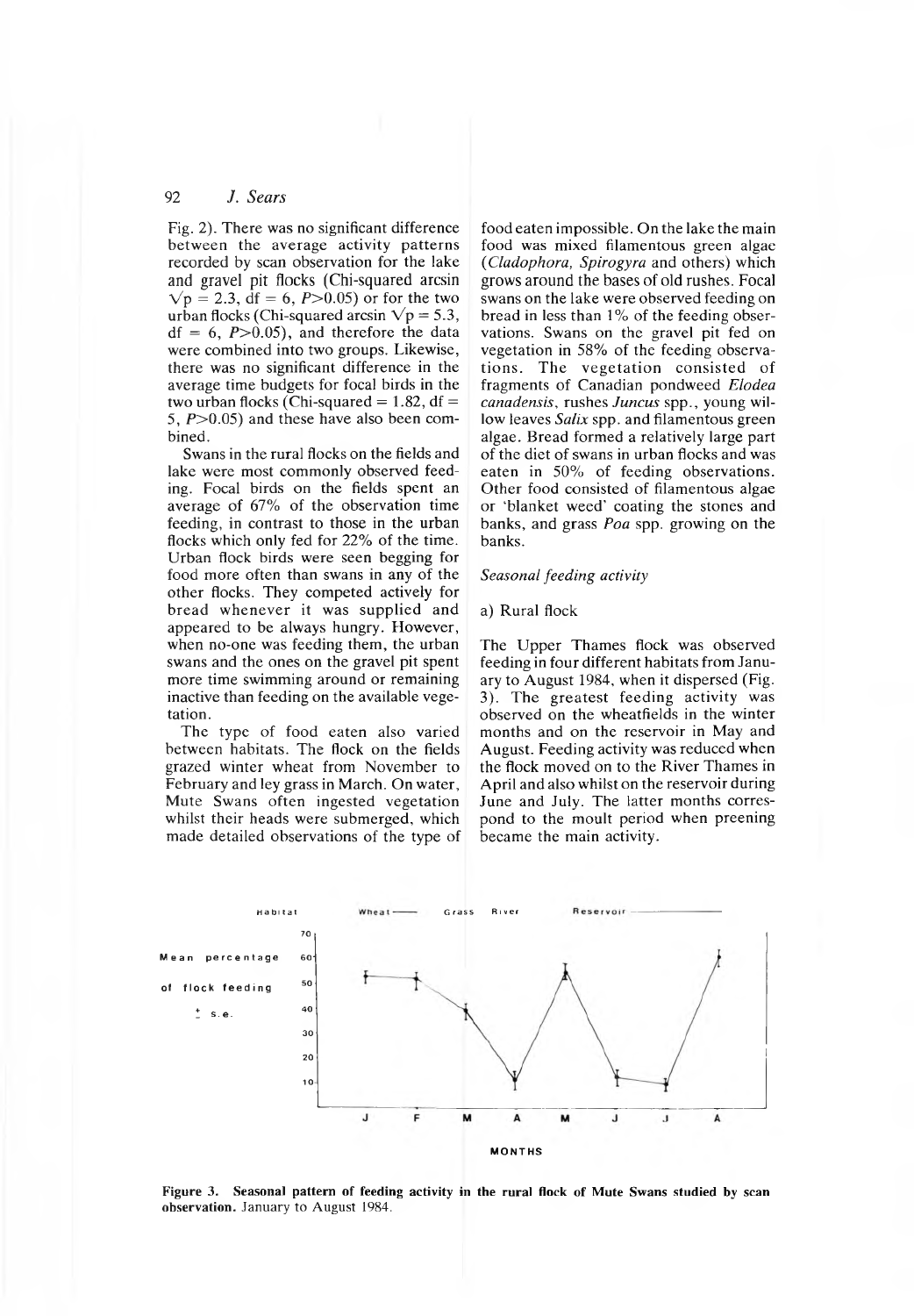Fig. 2). There was no significant difference between the average activity patterns recorded by scan observation for the lake and gravel pit flocks (Chi-squared arcsin $\sqrt{p} = 2.3$, df = 6, $P>0.05$) or for the two urban flocks (Chi-squared arcsin $\sqrt{p} = 5.3$, df = 6, $P>0.05$), and therefore the data were combined into two groups. Likewise, there was no significant difference in the average time budgets for focal birds in the two urban flocks (Chi-squared = 1.82, df = 5, $P>0.05$) and these have also been combined.

Swans in the rural flocks on the fields and lake were most commonly observed feeding. Focal birds on the fields spent an average of 67% of the observation time feeding, in contrast to those in the urban flocks which only fed for 22% of the time. Urban flock birds were seen begging for food more often than swans in any of the other flocks. They competed actively for bread whenever it was supplied and appeared to be always hungry. However, when no-one was feeding them, the urban swans and the ones on the gravel pit spent more time swimming around or remaining inactive than feeding on the available vegetation.

The type of food eaten also varied between habitats. The flock on the fields grazed winter wheat from November to February and ley grass in March. On water, Mute Swans often ingested vegetation whilst their heads were submerged, which made detailed observations of the type of food eaten impossible. On the lake the main food was mixed filamentous green algae (*Cladophora, Spirogyra* and others) which grows around the bases of old rushes. Focal swans on the lake were observed feeding on bread in less than 1% of the feeding observations. Swans on the gravel pit fed on vegetation in 58% of the feeding observations. The vegetation consisted of fragments of Canadian pondweed *Elodea canadensis*, rushes *Juncus* spp., young willow leaves *Salix* spp. and filamentous green algae. Bread formed a relatively large part of the diet of swans in urban flocks and was eaten in 50% of feeding observations. Other food consisted of filamentous algae or 'blanket weed' coating the stones and banks, and grass *Poa* spp. growing on the banks.

### *Seasonal feeding activity*

#### a) Rural flock

The Upper Thames flock was observed feeding in four different habitats from January to August 1984, when it dispersed (Fig. 3). The greatest feeding activity was observed on the wheatfields in the winter months and on the reservoir in May and August. Feeding activity was reduced when the flock moved on to the River Thames in April and also whilst on the reservoir during June and July. The latter months correspond to the moult period when preening became the main activity.

**Figure 3. Seasonal pattern of feeding activity in the rural flock of Mute Swans studied by scan observation.** January to August 1984.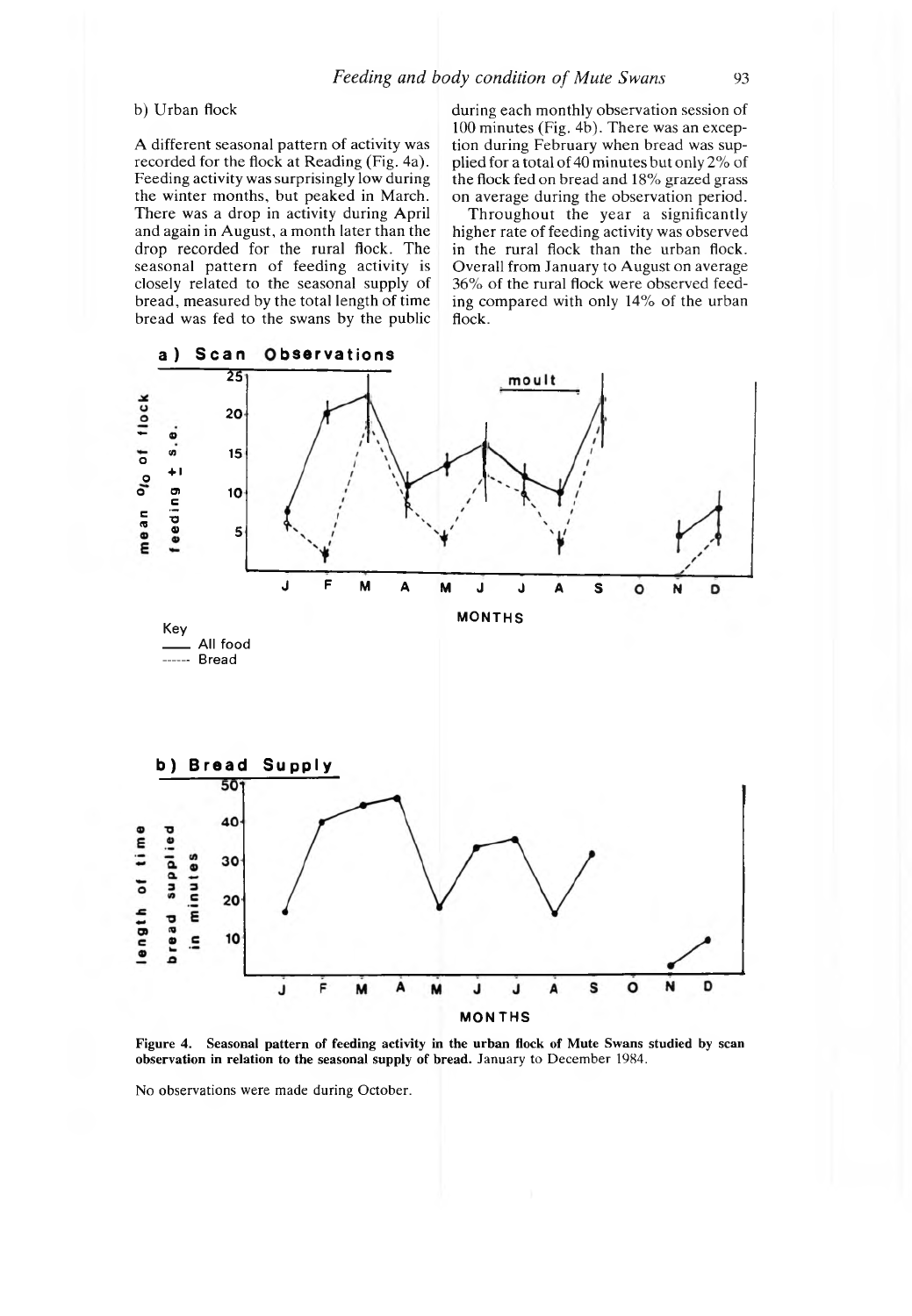b) Urban flock

A different seasonal pattern of activity was recorded for the flock at Reading (Fig. 4a). Feeding activity was surprisingly low during the winter months, but peaked in March. There was a drop in activity during April and again in August, a month later than the drop recorded for the rural flock. The seasonal pattern of feeding activity is closely related to the seasonal supply of bread, measured by the total length of time bread was fed to the swans by the public during each monthly observation session of 100 minutes (Fig. 4b). There was an exception during February when bread was supplied for a total of 40 minutes but only 2% of the flock fed on bread and 18% grazed grass on average during the observation period.

Throughout the year a significantly higher rate of feeding activity was observed in the rural flock than the urban flock. Overall from January to August on average 36% of the rural flock were observed feeding compared with only 14% of the urban flock.

**Figure 4. Seasonal pattern of feeding activity in the urban flock of Mute Swans studied by scan observation in relation to the seasonal supply of bread.** January to December 1984.

No observations were made during October.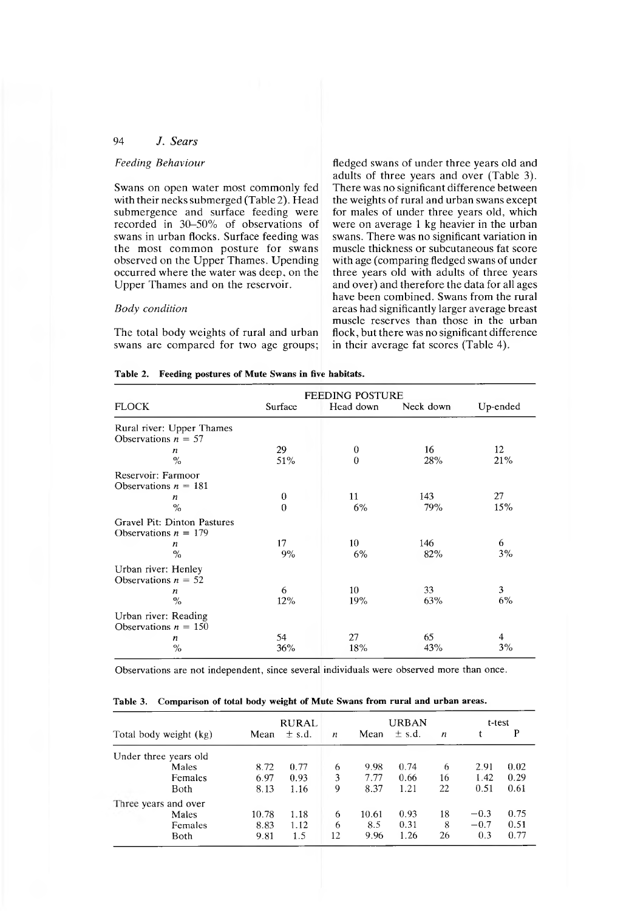### Feeding Behaviour

Swans on open water most commonly fed with their necks submerged (Table 2). Head submergence and surface feeding were recorded in 30–50% of observations of swans in urban flocks. Surface feeding was the most common posture for swans observed on the Upper Thames. Upending occurred where the water was deep, on the Upper Thames and on the reservoir.

### Body condition

The total body weights of rural and urban swans are compared for two age groups; fledged swans of under three years old and adults of three years and over (Table 3). There was no significant difference between the weights of rural and urban swans except for males of under three years old, which were on average 1 kg heavier in the urban swans. There was no significant variation in muscle thickness or subcutaneous fat score with age (comparing fledged swans of under three years old with adults of three years and over) and therefore the data for all ages have been combined. Swans from the rural areas had significantly larger average breast muscle reserves than those in the urban flock, but there was no significant difference in their average fat scores (Table 4).

**Table 2. Feeding postures of Mute Swans in five habitats.**

| FLOCK | FEEDING POSTURE | | | |
|---|---|---|---|---|
| | Surface | Head down | Neck down | Up-ended |
| Rural river: Upper Thames Observations $n = 57$ | | | | |
| $n$ | 29 | 0 | 16 | 12 |
| % | 51% | 0 | 28% | 21% |
| Reservoir: Farmoor Observations $n = 181$ | | | | |
| $n$ | 0 | 11 | 143 | 27 |
| % | 0 | 6% | 79% | 15% |
| Gravel Pit: Dinton Pastures Observations $n = 179$ | | | | |
| $n$ | 17 | 10 | 146 | 6 |
| % | 9% | 6% | 82% | 3% |
| Urban river: Henley Observations $n = 52$ | | | | |
| $n$ | 6 | 10 | 33 | 3 |
| % | 12% | 19% | 63% | 6% |
| Urban river: Reading Observations $n = 150$ | | | | |
| $n$ | 54 | 27 | 65 | 4 |
| % | 36% | 18% | 43% | 3% |

Observations are not independent, since several individuals were observed more than once.

**Table 3. Comparison of total body weight of Mute Swans from rural and urban areas.**

| Total body weight (kg) | RURAL | | | URBAN | | | t-test | |
|---|---|---|---|---|---|---|---|---|
| | Mean | ± s.d. | $n$ | Mean | ± s.d. | $n$ | t | P |
| Under three years old | | | | | | | | |
| Males | 8.72 | 0.77 | 6 | 9.98 | 0.74 | 6 | 2.91 | 0.02 |
| Females | 6.97 | 0.93 | 3 | 7.77 | 0.66 | 16 | 1.42 | 0.29 |
| Both | 8.13 | 1.16 | 9 | 8.37 | 1.21 | 22 | 0.51 | 0.61 |
| Three years and over | | | | | | | | |
| Males | 10.78 | 1.18 | 6 | 10.61 | 0.93 | 18 | −0.3 | 0.75 |
| Females | 8.83 | 1.12 | 6 | 8.5 | 0.31 | 8 | −0.7 | 0.51 |
| Both | 9.81 | 1.5 | 12 | 9.96 | 1.26 | 26 | 0.3 | 0.77 |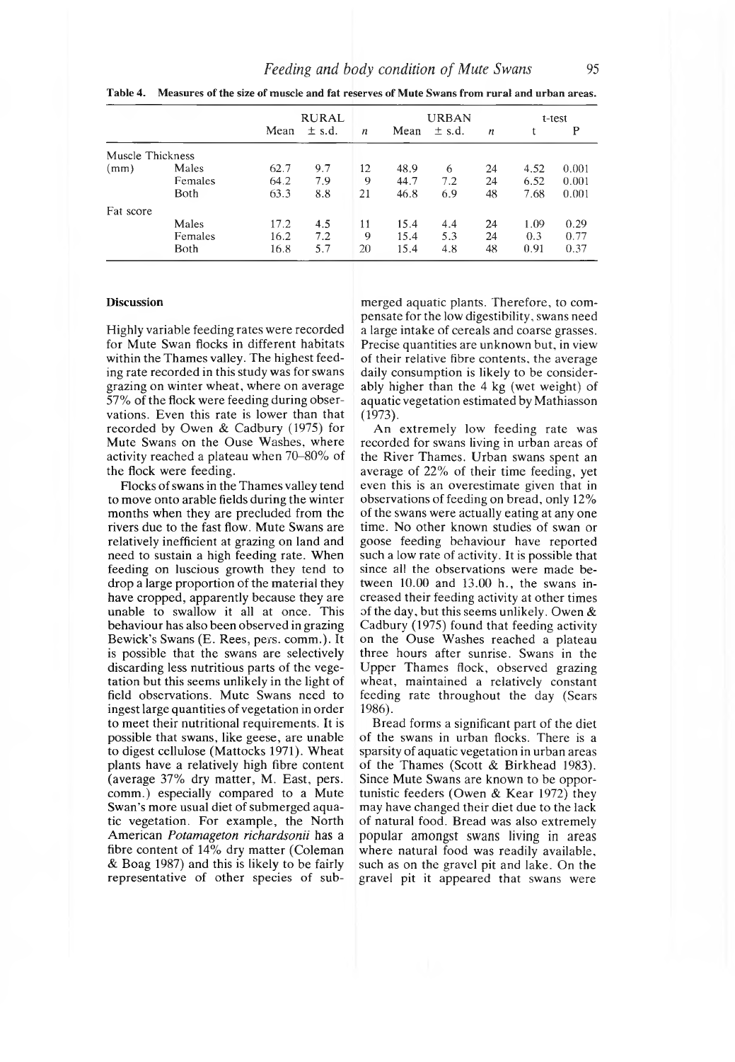**Table 4. Measures of the size of muscle and fat reserves of Mute Swans from rural and urban areas.**

| | | RURAL | | | URBAN | | | t-test | |
|---|---|---|---|---|---|---|---|---|---|
| | | Mean | ± s.d. | $n$ | Mean | ± s.d. | $n$ | t | P |
| Muscle Thickness | | | | | | | | | |
| (mm) | Males | 62.7 | 9.7 | 12 | 48.9 | 6 | 24 | 4.52 | 0.001 |
| | Females | 64.2 | 7.9 | 9 | 44.7 | 7.2 | 24 | 6.52 | 0.001 |
| | Both | 63.3 | 8.8 | 21 | 46.8 | 6.9 | 48 | 7.68 | 0.001 |
| Fat score | | | | | | | | | |
| | Males | 17.2 | 4.5 | 11 | 15.4 | 4.4 | 24 | 1.09 | 0.29 |
| | Females | 16.2 | 7.2 | 9 | 15.4 | 5.3 | 24 | 0.3 | 0.77 |
| | Both | 16.8 | 5.7 | 20 | 15.4 | 4.8 | 48 | 0.91 | 0.37 |

## Discussion

Highly variable feeding rates were recorded for Mute Swan flocks in different habitats within the Thames valley. The highest feeding rate recorded in this study was for swans grazing on winter wheat, where on average 57% of the flock were feeding during observations. Even this rate is lower than that recorded by Owen & Cadbury (1975) for Mute Swans on the Ouse Washes, where activity reached a plateau when 70–80% of the flock were feeding.

Flocks of swans in the Thames valley tend to move onto arable fields during the winter months when they are precluded from the rivers due to the fast flow. Mute Swans are relatively inefficient at grazing on land and need to sustain a high feeding rate. When feeding on luscious growth they tend to drop a large proportion of the material they have cropped, apparently because they are unable to swallow it all at once. This behaviour has also been observed in grazing Bewick's Swans (E. Rees, pers. comm.). It is possible that the swans are selectively discarding less nutritious parts of the vegetation but this seems unlikely in the light of field observations. Mute Swans need to ingest large quantities of vegetation in order to meet their nutritional requirements. It is possible that swans, like geese, are unable to digest cellulose (Mattocks 1971). Wheat plants have a relatively high fibre content (average 37% dry matter, M. East, pers. comm.) especially compared to a Mute Swan's more usual diet of submerged aquatic vegetation. For example, the North American *Potamageton richardsonii* has a fibre content of 14% dry matter (Coleman & Boag 1987) and this is likely to be fairly representative of other species of submerged aquatic plants. Therefore, to compensate for the low digestibility, swans need a large intake of cereals and coarse grasses. Precise quantities are unknown but, in view of their relative fibre contents, the average daily consumption is likely to be considerably higher than the 4 kg (wet weight) of aquatic vegetation estimated by Mathiasson (1973).

An extremely low feeding rate was recorded for swans living in urban areas of the River Thames. Urban swans spent an average of 22% of their time feeding, yet even this is an overestimate given that in observations of feeding on bread, only 12% of the swans were actually eating at any one time. No other known studies of swan or goose feeding behaviour have reported such a low rate of activity. It is possible that since all the observations were made between 10.00 and 13.00 h., the swans increased their feeding activity at other times of the day, but this seems unlikely. Owen & Cadbury (1975) found that feeding activity on the Ouse Washes reached a plateau three hours after sunrise. Swans in the Upper Thames flock, observed grazing wheat, maintained a relatively constant feeding rate throughout the day (Sears 1986).

Bread forms a significant part of the diet of the swans in urban flocks. There is a sparsity of aquatic vegetation in urban areas of the Thames (Scott & Birkhead 1983). Since Mute Swans are known to be opportunistic feeders (Owen & Kear 1972) they may have changed their diet due to the lack of natural food. Bread was also extremely popular amongst swans living in areas where natural food was readily available, such as on the gravel pit and lake. On the gravel pit it appeared that swans were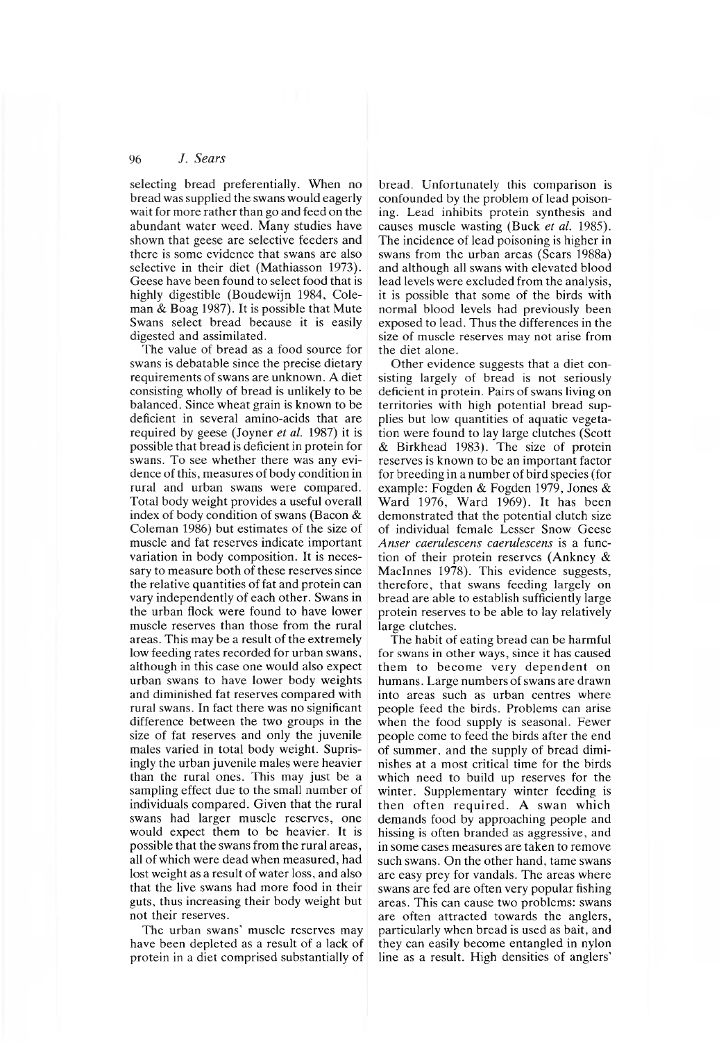selecting bread preferentially. When no bread was supplied the swans would eagerly wait for more rather than go and feed on the abundant water weed. Many studies have shown that geese are selective feeders and there is some evidence that swans are also selective in their diet (Mathiasson 1973). Geese have been found to select food that is highly digestible (Boudewijn 1984, Coleman & Boag 1987). It is possible that Mute Swans select bread because it is easily digested and assimilated.

The value of bread as a food source for swans is debatable since the precise dietary requirements of swans are unknown. A diet consisting wholly of bread is unlikely to be balanced. Since wheat grain is known to be deficient in several amino-acids that are required by geese (Joyner *et al.* 1987) it is possible that bread is deficient in protein for swans. To see whether there was any evidence of this, measures of body condition in rural and urban swans were compared. Total body weight provides a useful overall index of body condition of swans (Bacon & Coleman 1986) but estimates of the size of muscle and fat reserves indicate important variation in body composition. It is necessary to measure both of these reserves since the relative quantities of fat and protein can vary independently of each other. Swans in the urban flock were found to have lower muscle reserves than those from the rural areas. This may be a result of the extremely low feeding rates recorded for urban swans, although in this case one would also expect urban swans to have lower body weights and diminished fat reserves compared with rural swans. In fact there was no significant difference between the two groups in the size of fat reserves and only the juvenile males varied in total body weight. Suprisingly the urban juvenile males were heavier than the rural ones. This may just be a sampling effect due to the small number of individuals compared. Given that the rural swans had larger muscle reserves, one would expect them to be heavier. It is possible that the swans from the rural areas, all of which were dead when measured, had lost weight as a result of water loss, and also that the live swans had more food in their guts, thus increasing their body weight but not their reserves.

The urban swans' muscle reserves may have been depleted as a result of a lack of protein in a diet comprised substantially of bread. Unfortunately this comparison is confounded by the problem of lead poisoning. Lead inhibits protein synthesis and causes muscle wasting (Buck *et al.* 1985). The incidence of lead poisoning is higher in swans from the urban areas (Sears 1988a) and although all swans with elevated blood lead levels were excluded from the analysis, it is possible that some of the birds with normal blood levels had previously been exposed to lead. Thus the differences in the size of muscle reserves may not arise from the diet alone.

Other evidence suggests that a diet consisting largely of bread is not seriously deficient in protein. Pairs of swans living on territories with high potential bread supplies but low quantities of aquatic vegetation were found to lay large clutches (Scott & Birkhead 1983). The size of protein reserves is known to be an important factor for breeding in a number of bird species (for example: Fogden & Fogden 1979, Jones & Ward 1976, Ward 1969). It has been demonstrated that the potential clutch size of individual female Lesser Snow Geese *Anser caerulescens caerulescens* is a function of their protein reserves (Ankney & MacInnes 1978). This evidence suggests, therefore, that swans feeding largely on bread are able to establish sufficiently large protein reserves to be able to lay relatively large clutches.

The habit of eating bread can be harmful for swans in other ways, since it has caused them to become very dependent on humans. Large numbers of swans are drawn into areas such as urban centres where people feed the birds. Problems can arise when the food supply is seasonal. Fewer people come to feed the birds after the end of summer, and the supply of bread diminishes at a most critical time for the birds which need to build up reserves for the winter. Supplementary winter feeding is then often required. A swan which demands food by approaching people and hissing is often branded as aggressive, and in some cases measures are taken to remove such swans. On the other hand, tame swans are easy prey for vandals. The areas where swans are fed are often very popular fishing areas. This can cause two problems: swans are often attracted towards the anglers, particularly when bread is used as bait, and they can easily become entangled in nylon line as a result. High densities of anglers'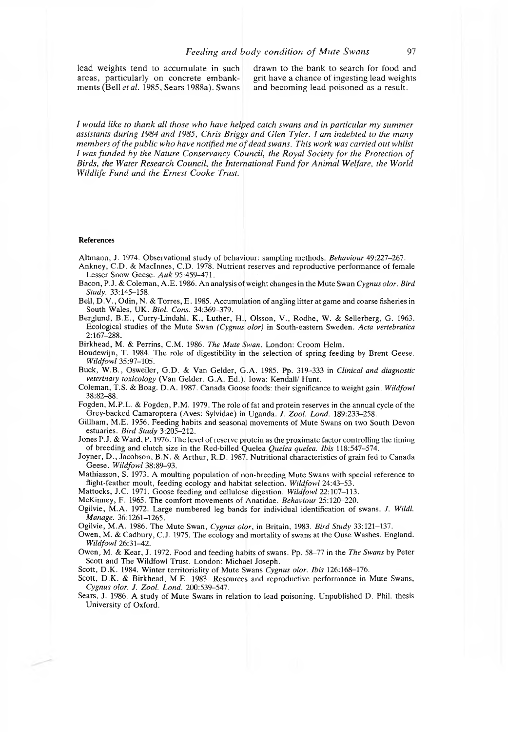lead weights tend to accumulate in such areas, particularly on concrete embankments (Bell *et al.* 1985, Sears 1988a). Swans drawn to the bank to search for food and grit have a chance of ingesting lead weights and becoming lead poisoned as a result.

*I would like to thank all those who have helped catch swans and in particular my summer assistants during 1984 and 1985, Chris Briggs and Glen Tyler. I am indebted to the many members of the public who have notified me of dead swans. This work was carried out whilst I was funded by the Nature Conservancy Council, the Royal Society for the Protection of Birds, the Water Research Council, the International Fund for Animal Welfare, the World Wildlife Fund and the Ernest Cooke Trust.*

#### References

Altmann, J. 1974. Observational study of behaviour: sampling methods. *Behaviour* 49:227–267.

Ankney, C.D. & MacInnes, C.D. 1978. Nutrient reserves and reproductive performance of female Lesser Snow Geese. *Auk* 95:459–471.

Bacon, P.J. & Coleman, A.E. 1986. An analysis of weight changes in the Mute Swan *Cygnus olor*. *Bird Study*. 33:145–158.

Bell, D.V., Odin, N. & Torres, E. 1985. Accumulation of angling litter at game and coarse fisheries in South Wales, UK. *Biol. Cons.* 34:369–379.

Berglund, B.E., Curry-Lindahl, K., Luther, H., Olsson, V., Rodhe, W. & Sellerberg, G. 1963. Ecological studies of the Mute Swan *(Cygnus olor)* in South-eastern Sweden. *Acta vertebratica* 2:167–288.

Birkhead, M. & Perrins, C.M. 1986. *The Mute Swan*. London: Croom Helm.

Boudewijn, T. 1984. The role of digestibility in the selection of spring feeding by Brent Geese. *Wildfowl* 35:97–105.

Buck, W.B., Osweiler, G.D. & Van Gelder, G.A. 1985. Pp. 319–333 in *Clinical and diagnostic veterinary toxicology* (Van Gelder, G.A. Ed.). Iowa: Kendall/ Hunt.

Coleman, T.S. & Boag. D.A. 1987. Canada Goose foods: their significance to weight gain. *Wildfowl* 38:82–88.

Fogden, M.P.L. & Fogden, P.M. 1979. The role of fat and protein reserves in the annual cycle of the Grey-backed Camaroptera (Aves: Sylvidae) in Uganda. *J. Zool. Lond.* 189:233–258.

Gillham, M.E. 1956. Feeding habits and seasonal movements of Mute Swans on two South Devon estuaries. *Bird Study* 3:205–212.

Jones P.J. & Ward, P. 1976. The level of reserve protein as the proximate factor controlling the timing of breeding and clutch size in the Red-billed Quelea *Quelea quelea*. *Ibis* 118:547–574.

Joyner, D., Jacobson, B.N. & Arthur, R.D. 1987. Nutritional characteristics of grain fed to Canada Geese. *Wildfowl* 38:89–93.

Mathiasson, S. 1973. A moulting population of non-breeding Mute Swans with special reference to flight-feather moult, feeding ecology and habitat selection. *Wildfowl* 24:43–53.

Mattocks, J.C. 1971. Goose feeding and cellulose digestion. *Wildfowl* 22:107–113.

McKinney, F. 1965. The comfort movements of Anatidae. *Behaviour* 25:120–220.

Ogilvie, M.A. 1972. Large numbered leg bands for individual identification of swans. *J. Wildl. Manage.* 36:1261–1265.

Ogilvie, M.A. 1986. The Mute Swan, *Cygnus olor*, in Britain, 1983. *Bird Study* 33:121–137.

Owen, M. & Cadbury, C.J. 1975. The ecology and mortality of swans at the Ouse Washes, England. *Wildfowl* 26:31–42.

Owen, M. & Kear, J. 1972. Food and feeding habits of swans. Pp. 58–77 in the *The Swans* by Peter Scott and The Wildfowl Trust. London: Michael Joseph.

Scott, D.K. 1984. Winter territoriality of Mute Swans *Cygnus olor*. *Ibis* 126:168–176.

Scott, D.K. & Birkhead, M.E. 1983. Resources and reproductive performance in Mute Swans, *Cygnus olor*. *J. Zool. Lond.* 200:539–547.

Sears, J. 1986. A study of Mute Swans in relation to lead poisoning. Unpublished D. Phil. thesis University of Oxford.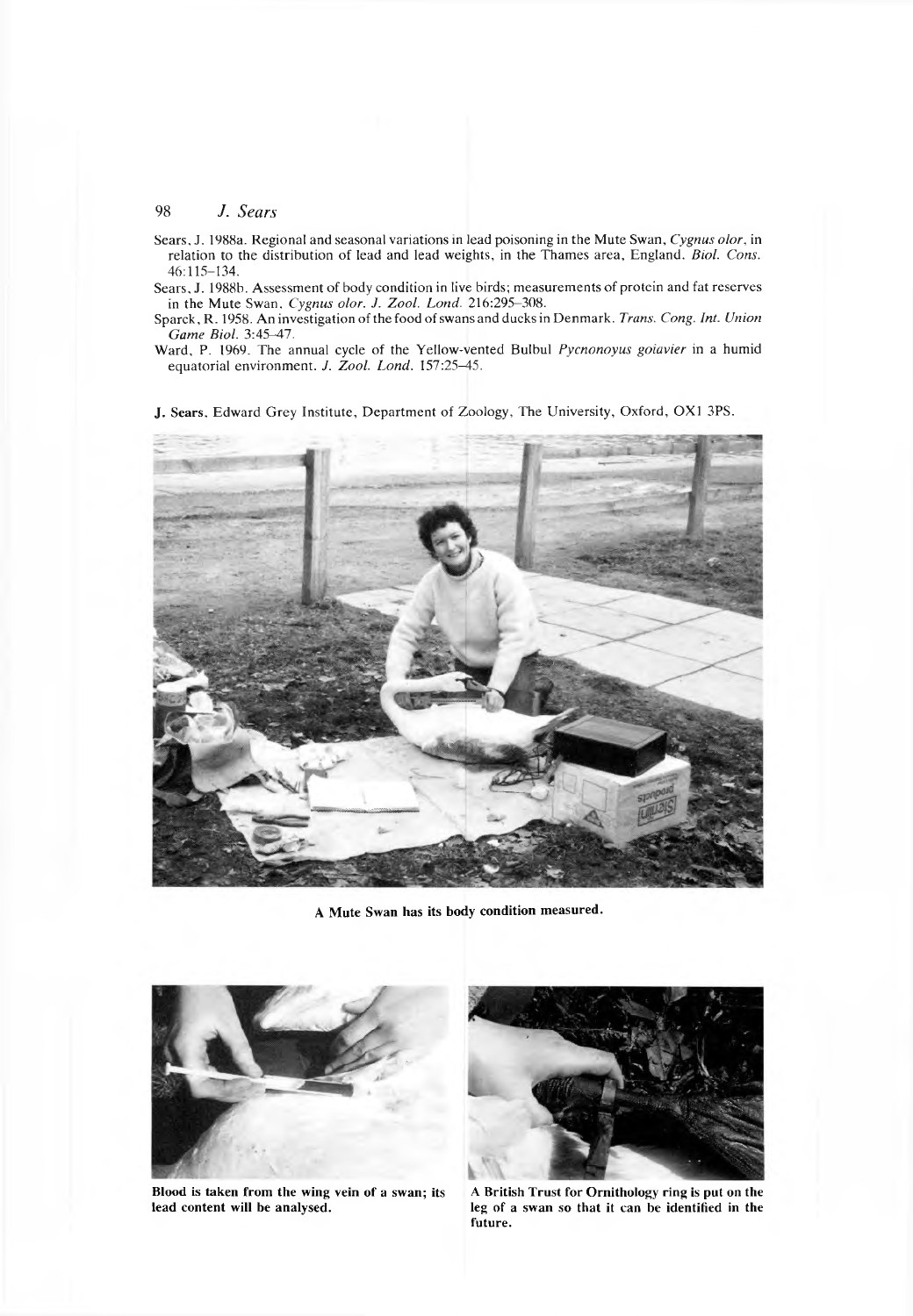Sears, J. 1988a. Regional and seasonal variations in lead poisoning in the Mute Swan, *Cygnus olor*, in relation to the distribution of lead and lead weights, in the Thames area, England. *Biol. Cons.* 46:115–134.

Sears, J. 1988b. Assessment of body condition in live birds; measurements of protein and fat reserves in the Mute Swan, *Cygnus olor*. *J. Zool. Lond.* 216:295–308.

Sparck, R. 1958. An investigation of the food of swans and ducks in Denmark. *Trans. Cong. Int. Union Game Biol.* 3:45–47.

Ward, P. 1969. The annual cycle of the Yellow-vented Bulbul *Pycnonoyus goiavier* in a humid equatorial environment. *J. Zool. Lond.* 157:25–45.

**J. Sears**, Edward Grey Institute, Department of Zoology, The University, Oxford, OX1 3PS.

**A Mute Swan has its body condition measured.**

**Blood is taken from the wing vein of a swan; its lead content will be analysed.**

**A British Trust for Ornithology ring is put on the leg of a swan so that it can be identified in the future.**